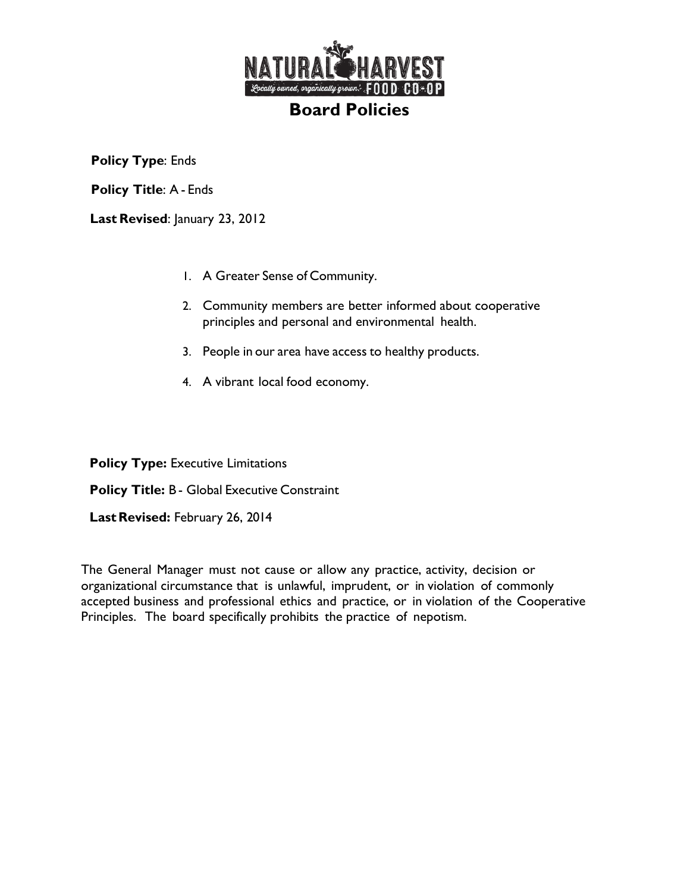# Board Policies

**Policy Type**: Ends

**Policy Title**: A - Ends

**Last Revised**: January 23, 2012

1. A Greater Sense of Community.
2. Community members are better informed about cooperative principles and personal and environmental health.
3. People in our area have access to healthy products.
4. A vibrant local food economy.

**Policy Type:** Executive Limitations

**Policy Title:** B - Global Executive Constraint

**Last Revised:** February 26, 2014

The General Manager must not cause or allow any practice, activity, decision or organizational circumstance that is unlawful, imprudent, or in violation of commonly accepted business and professional ethics and practice, or in violation of the Cooperative Principles. The board specifically prohibits the practice of nepotism.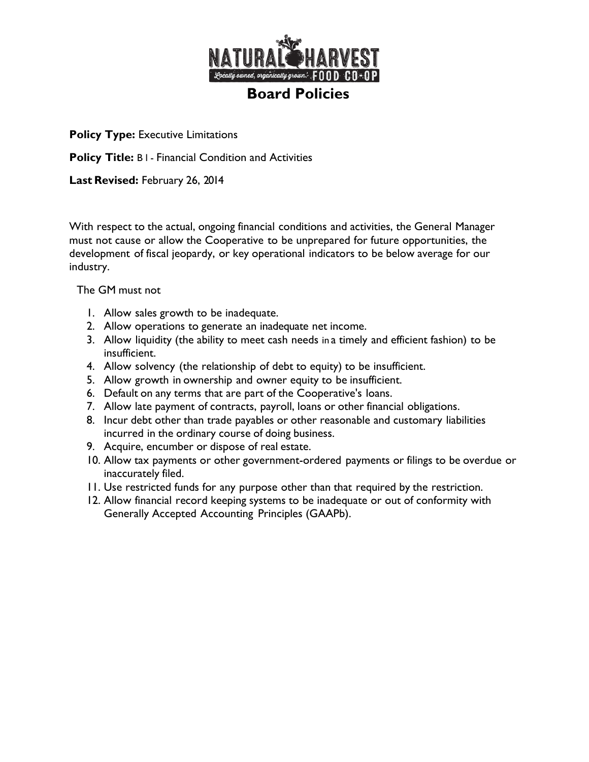# Board Policies

**Policy Type:** Executive Limitations

**Policy Title:** B1 - Financial Condition and Activities

**Last Revised:** February 26, 2014

With respect to the actual, ongoing financial conditions and activities, the General Manager must not cause or allow the Cooperative to be unprepared for future opportunities, the development of fiscal jeopardy, or key operational indicators to be below average for our industry.

The GM must not

1. Allow sales growth to be inadequate.
2. Allow operations to generate an inadequate net income.
3. Allow liquidity (the ability to meet cash needs in a timely and efficient fashion) to be insufficient.
4. Allow solvency (the relationship of debt to equity) to be insufficient.
5. Allow growth in ownership and owner equity to be insufficient.
6. Default on any terms that are part of the Cooperative's loans.
7. Allow late payment of contracts, payroll, loans or other financial obligations.
8. Incur debt other than trade payables or other reasonable and customary liabilities incurred in the ordinary course of doing business.
9. Acquire, encumber or dispose of real estate.
10. Allow tax payments or other government-ordered payments or filings to be overdue or inaccurately filed.
11. Use restricted funds for any purpose other than that required by the restriction.
12. Allow financial record keeping systems to be inadequate or out of conformity with Generally Accepted Accounting Principles (GAAPb).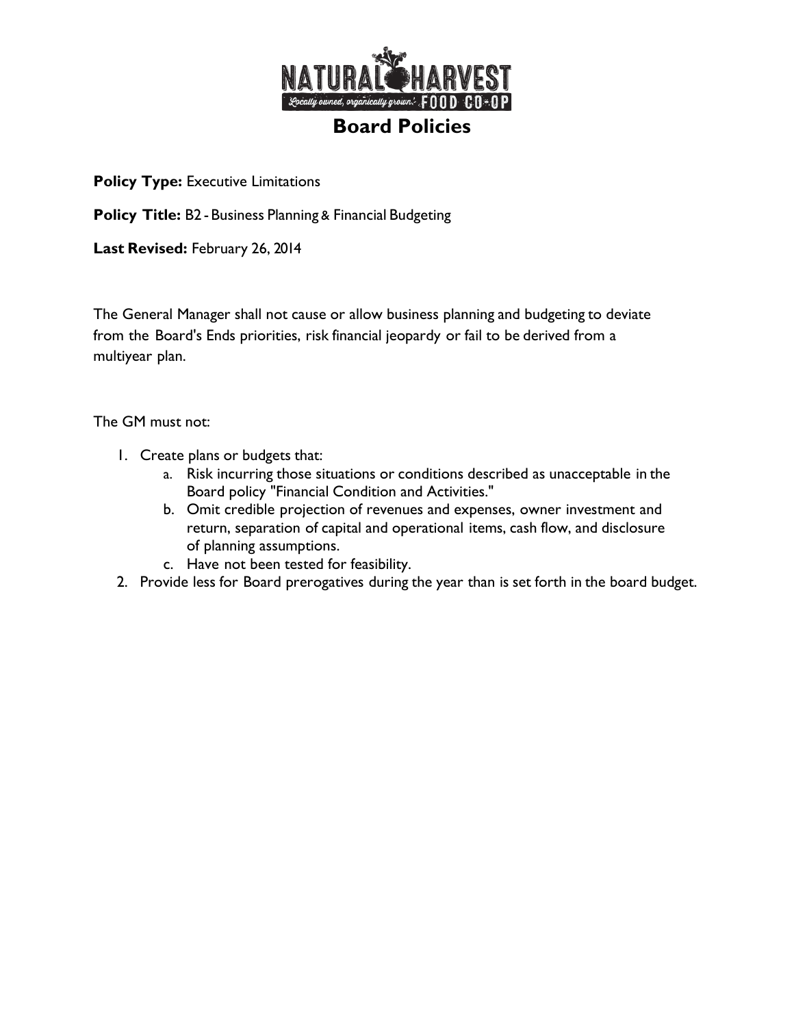# Board Policies

**Policy Type:** Executive Limitations

**Policy Title:** B2 - Business Planning & Financial Budgeting

**Last Revised:** February 26, 2014

The General Manager shall not cause or allow business planning and budgeting to deviate from the Board's Ends priorities, risk financial jeopardy or fail to be derived from a multiyear plan.

The GM must not:

1. Create plans or budgets that:
   a. Risk incurring those situations or conditions described as unacceptable in the Board policy "Financial Condition and Activities."
   b. Omit credible projection of revenues and expenses, owner investment and return, separation of capital and operational items, cash flow, and disclosure of planning assumptions.
   c. Have not been tested for feasibility.
2. Provide less for Board prerogatives during the year than is set forth in the board budget.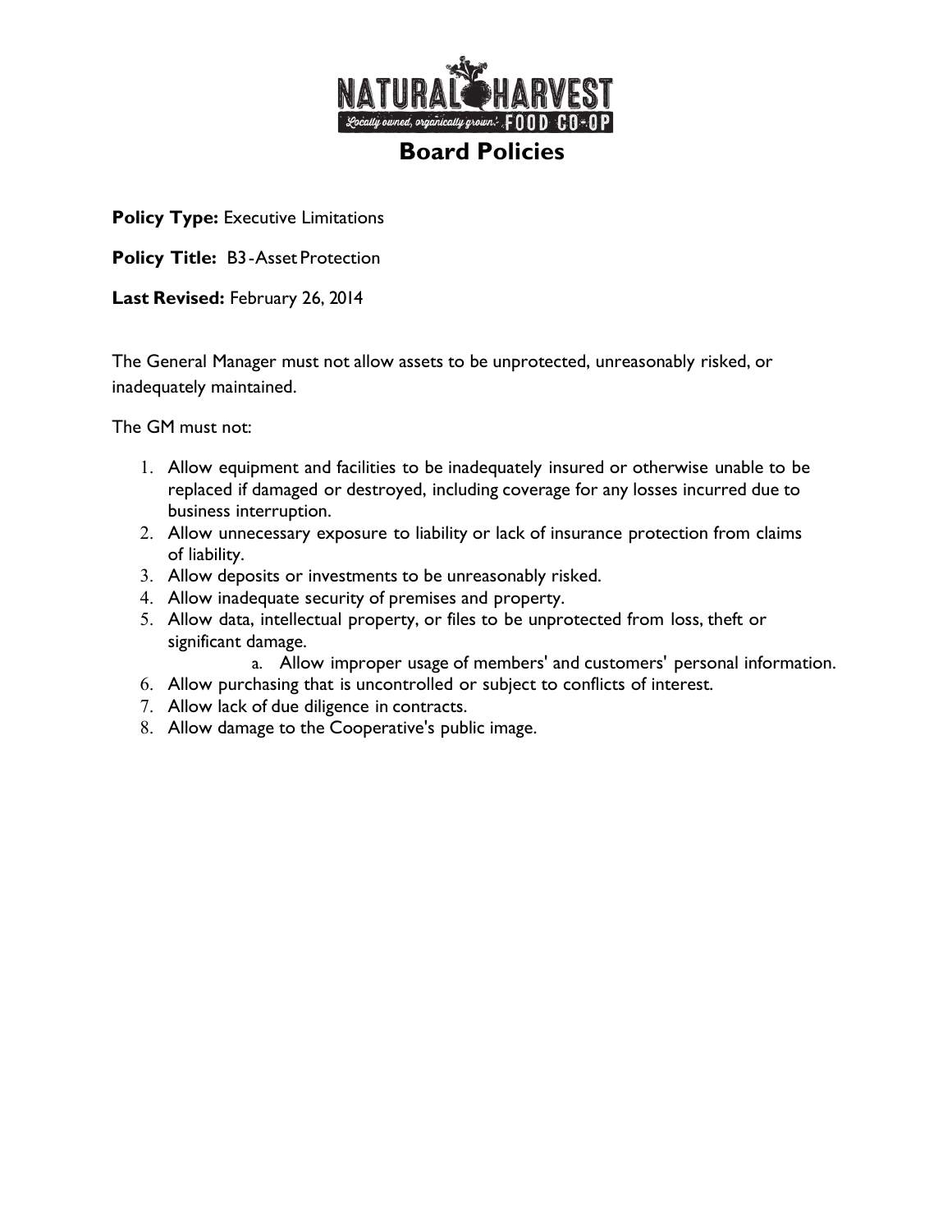# Board Policies

**Policy Type:** Executive Limitations

**Policy Title:** B3-Asset Protection

**Last Revised:** February 26, 2014

The General Manager must not allow assets to be unprotected, unreasonably risked, or inadequately maintained.

The GM must not:

1. Allow equipment and facilities to be inadequately insured or otherwise unable to be replaced if damaged or destroyed, including coverage for any losses incurred due to business interruption.
2. Allow unnecessary exposure to liability or lack of insurance protection from claims of liability.
3. Allow deposits or investments to be unreasonably risked.
4. Allow inadequate security of premises and property.
5. Allow data, intellectual property, or files to be unprotected from loss, theft or significant damage.
    a. Allow improper usage of members' and customers' personal information.
6. Allow purchasing that is uncontrolled or subject to conflicts of interest.
7. Allow lack of due diligence in contracts.
8. Allow damage to the Cooperative's public image.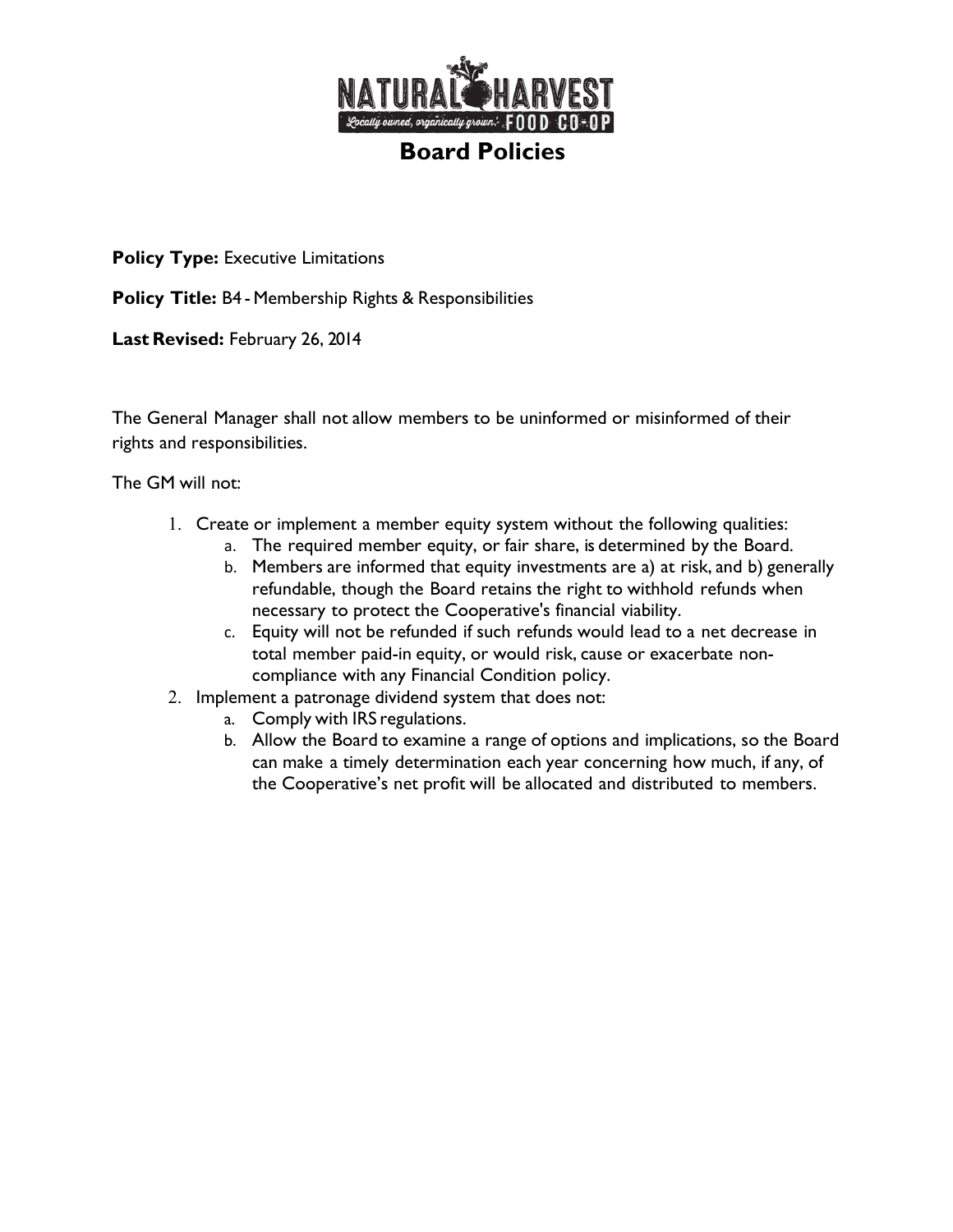# Board Policies

**Policy Type:** Executive Limitations

**Policy Title:** B4 - Membership Rights & Responsibilities

**Last Revised:** February 26, 2014

The General Manager shall not allow members to be uninformed or misinformed of their rights and responsibilities.

The GM will not:

1. Create or implement a member equity system without the following qualities:
   a. The required member equity, or fair share, is determined by the Board.
   b. Members are informed that equity investments are a) at risk, and b) generally refundable, though the Board retains the right to withhold refunds when necessary to protect the Cooperative's financial viability.
   c. Equity will not be refunded if such refunds would lead to a net decrease in total member paid-in equity, or would risk, cause or exacerbate non-compliance with any Financial Condition policy.
2. Implement a patronage dividend system that does not:
   a. Comply with IRS regulations.
   b. Allow the Board to examine a range of options and implications, so the Board can make a timely determination each year concerning how much, if any, of the Cooperative's net profit will be allocated and distributed to members.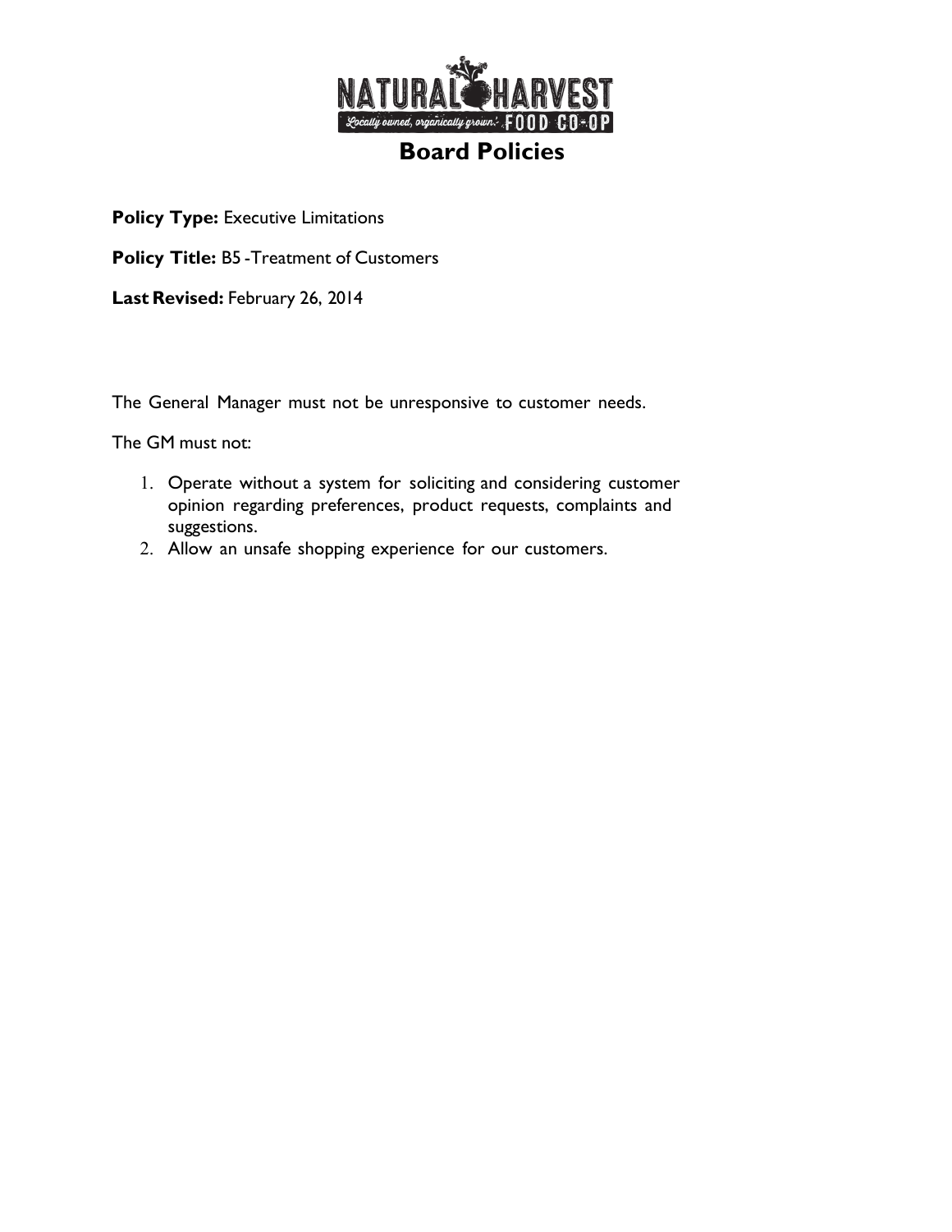# Board Policies

**Policy Type:** Executive Limitations

**Policy Title:** B5 -Treatment of Customers

**Last Revised:** February 26, 2014

The General Manager must not be unresponsive to customer needs.

The GM must not:

1. Operate without a system for soliciting and considering customer opinion regarding preferences, product requests, complaints and suggestions.
2. Allow an unsafe shopping experience for our customers.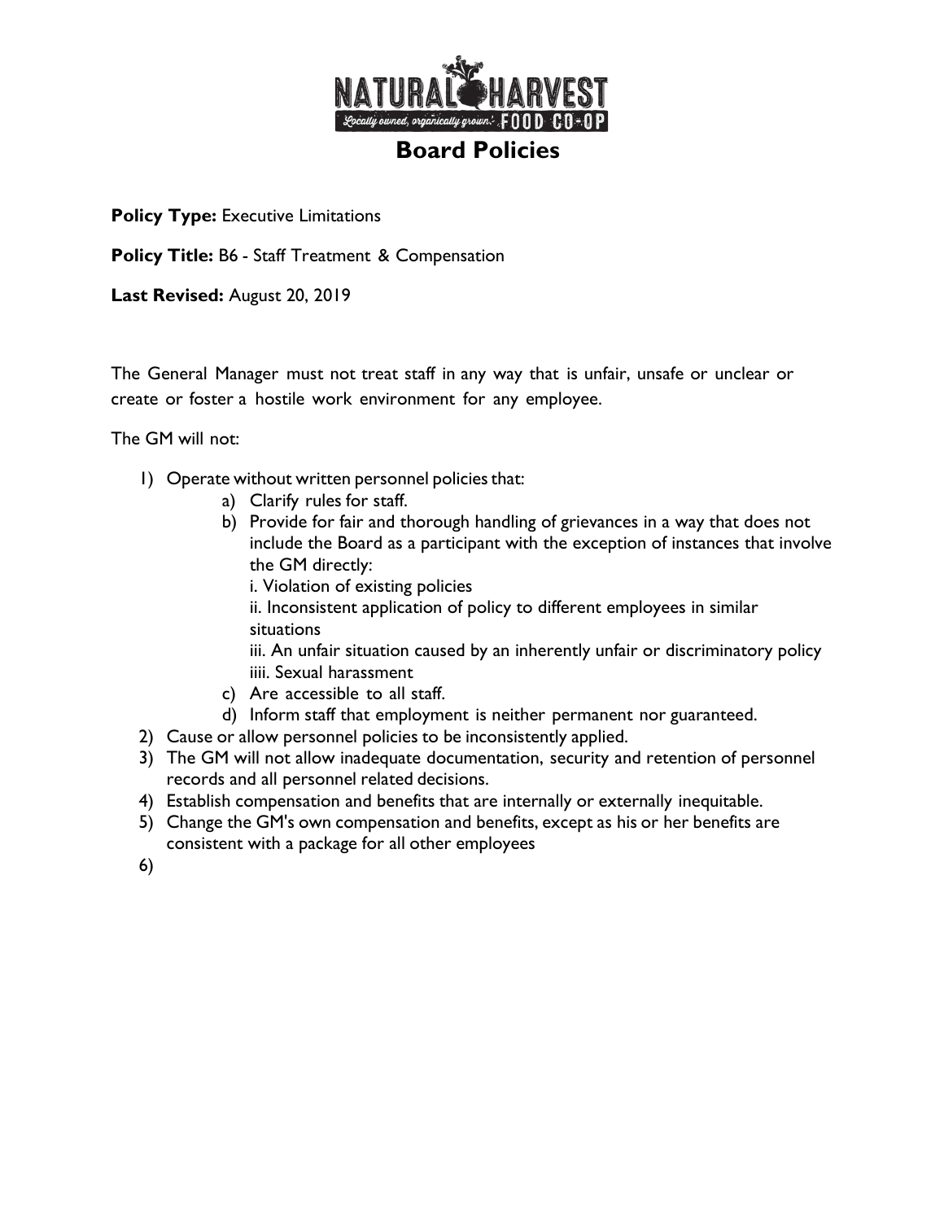# Board Policies

**Policy Type:** Executive Limitations

**Policy Title:** B6 - Staff Treatment & Compensation

**Last Revised:** August 20, 2019

The General Manager must not treat staff in any way that is unfair, unsafe or unclear or create or foster a hostile work environment for any employee.

The GM will not:

1) Operate without written personnel policies that:
    a) Clarify rules for staff.
    b) Provide for fair and thorough handling of grievances in a way that does not include the Board as a participant with the exception of instances that involve the GM directly:
        i. Violation of existing policies
        ii. Inconsistent application of policy to different employees in similar situations
        iii. An unfair situation caused by an inherently unfair or discriminatory policy
        iiii. Sexual harassment
    c) Are accessible to all staff.
    d) Inform staff that employment is neither permanent nor guaranteed.
2) Cause or allow personnel policies to be inconsistently applied.
3) The GM will not allow inadequate documentation, security and retention of personnel records and all personnel related decisions.
4) Establish compensation and benefits that are internally or externally inequitable.
5) Change the GM's own compensation and benefits, except as his or her benefits are consistent with a package for all other employees
6)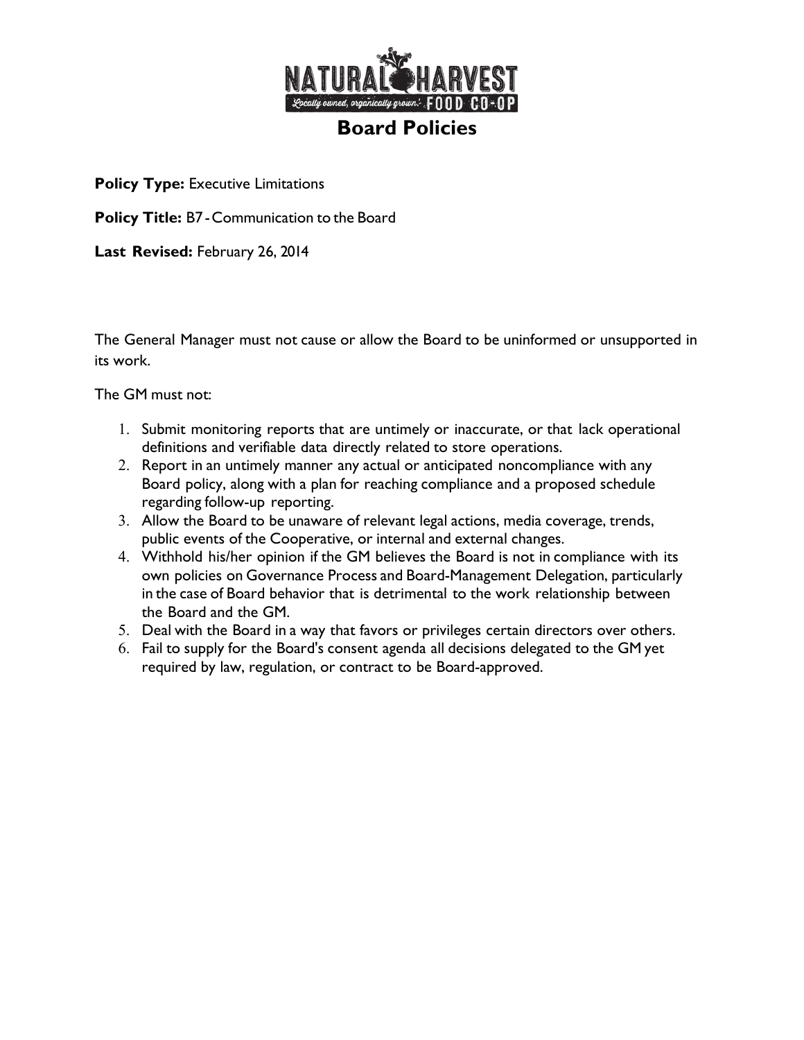# Board Policies

**Policy Type:** Executive Limitations

**Policy Title:** B7 - Communication to the Board

**Last Revised:** February 26, 2014

The General Manager must not cause or allow the Board to be uninformed or unsupported in its work.

The GM must not:

1. Submit monitoring reports that are untimely or inaccurate, or that lack operational definitions and verifiable data directly related to store operations.
2. Report in an untimely manner any actual or anticipated noncompliance with any Board policy, along with a plan for reaching compliance and a proposed schedule regarding follow-up reporting.
3. Allow the Board to be unaware of relevant legal actions, media coverage, trends, public events of the Cooperative, or internal and external changes.
4. Withhold his/her opinion if the GM believes the Board is not in compliance with its own policies on Governance Process and Board-Management Delegation, particularly in the case of Board behavior that is detrimental to the work relationship between the Board and the GM.
5. Deal with the Board in a way that favors or privileges certain directors over others.
6. Fail to supply for the Board's consent agenda all decisions delegated to the GM yet required by law, regulation, or contract to be Board-approved.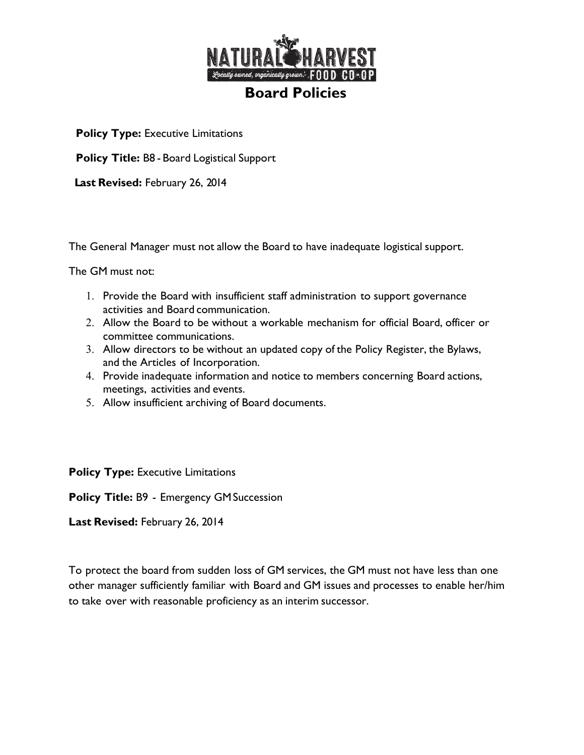# Board Policies

**Policy Type:** Executive Limitations

**Policy Title:** B8 - Board Logistical Support

**Last Revised:** February 26, 2014

The General Manager must not allow the Board to have inadequate logistical support.

The GM must not:

1. Provide the Board with insufficient staff administration to support governance activities and Board communication.
2. Allow the Board to be without a workable mechanism for official Board, officer or committee communications.
3. Allow directors to be without an updated copy of the Policy Register, the Bylaws, and the Articles of Incorporation.
4. Provide inadequate information and notice to members concerning Board actions, meetings, activities and events.
5. Allow insufficient archiving of Board documents.

**Policy Type:** Executive Limitations

**Policy Title:** B9 - Emergency GM Succession

**Last Revised:** February 26, 2014

To protect the board from sudden loss of GM services, the GM must not have less than one other manager sufficiently familiar with Board and GM issues and processes to enable her/him to take over with reasonable proficiency as an interim successor.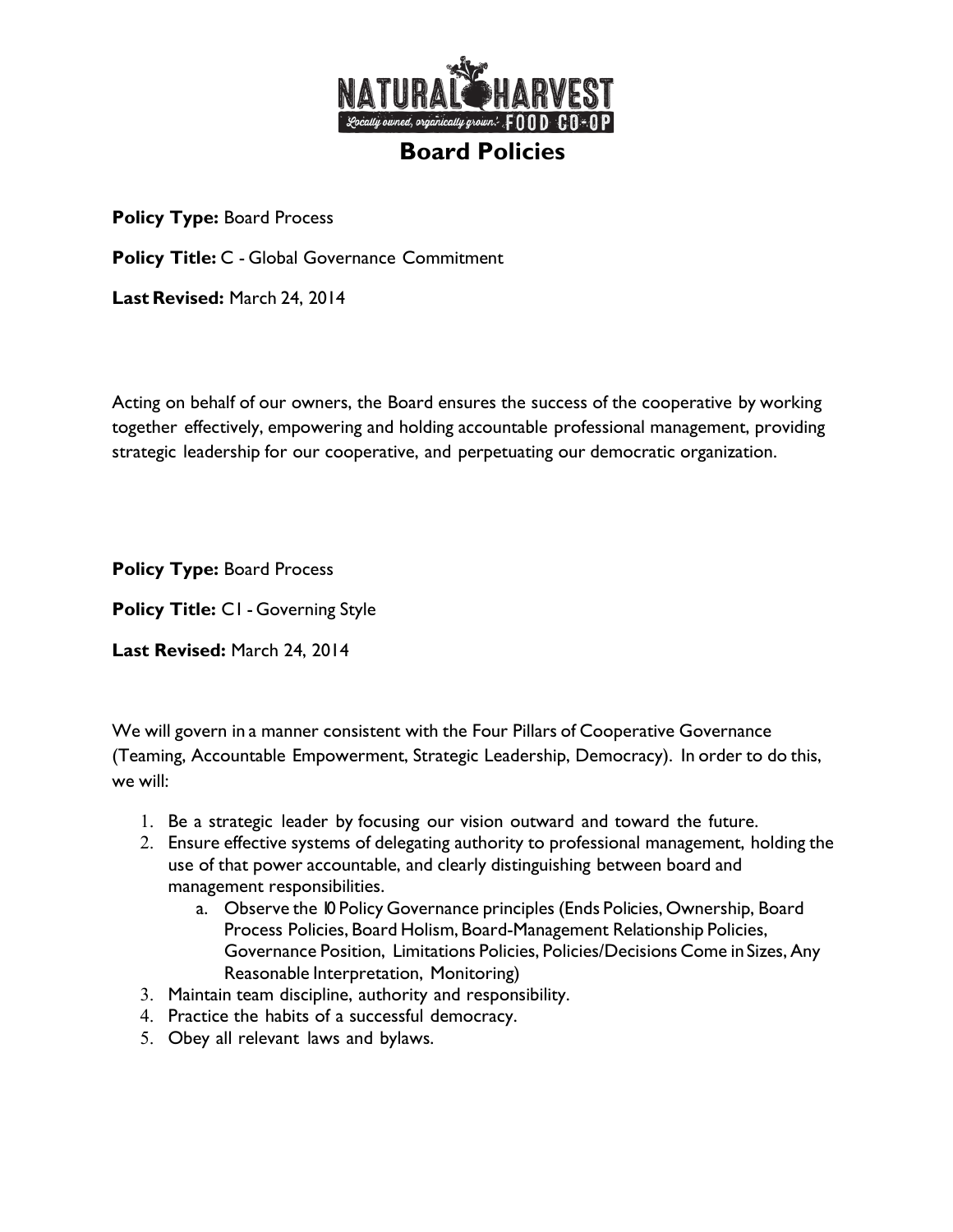# Board Policies

**Policy Type:** Board Process

**Policy Title:** C - Global Governance Commitment

**Last Revised:** March 24, 2014

Acting on behalf of our owners, the Board ensures the success of the cooperative by working together effectively, empowering and holding accountable professional management, providing strategic leadership for our cooperative, and perpetuating our democratic organization.

**Policy Type:** Board Process

**Policy Title:** C1 - Governing Style

**Last Revised:** March 24, 2014

We will govern in a manner consistent with the Four Pillars of Cooperative Governance (Teaming, Accountable Empowerment, Strategic Leadership, Democracy). In order to do this, we will:

1. Be a strategic leader by focusing our vision outward and toward the future.
2. Ensure effective systems of delegating authority to professional management, holding the use of that power accountable, and clearly distinguishing between board and management responsibilities.
    a. Observe the 10 Policy Governance principles (Ends Policies, Ownership, Board Process Policies, Board Holism, Board-Management Relationship Policies, Governance Position, Limitations Policies, Policies/Decisions Come in Sizes, Any Reasonable Interpretation, Monitoring)
3. Maintain team discipline, authority and responsibility.
4. Practice the habits of a successful democracy.
5. Obey all relevant laws and bylaws.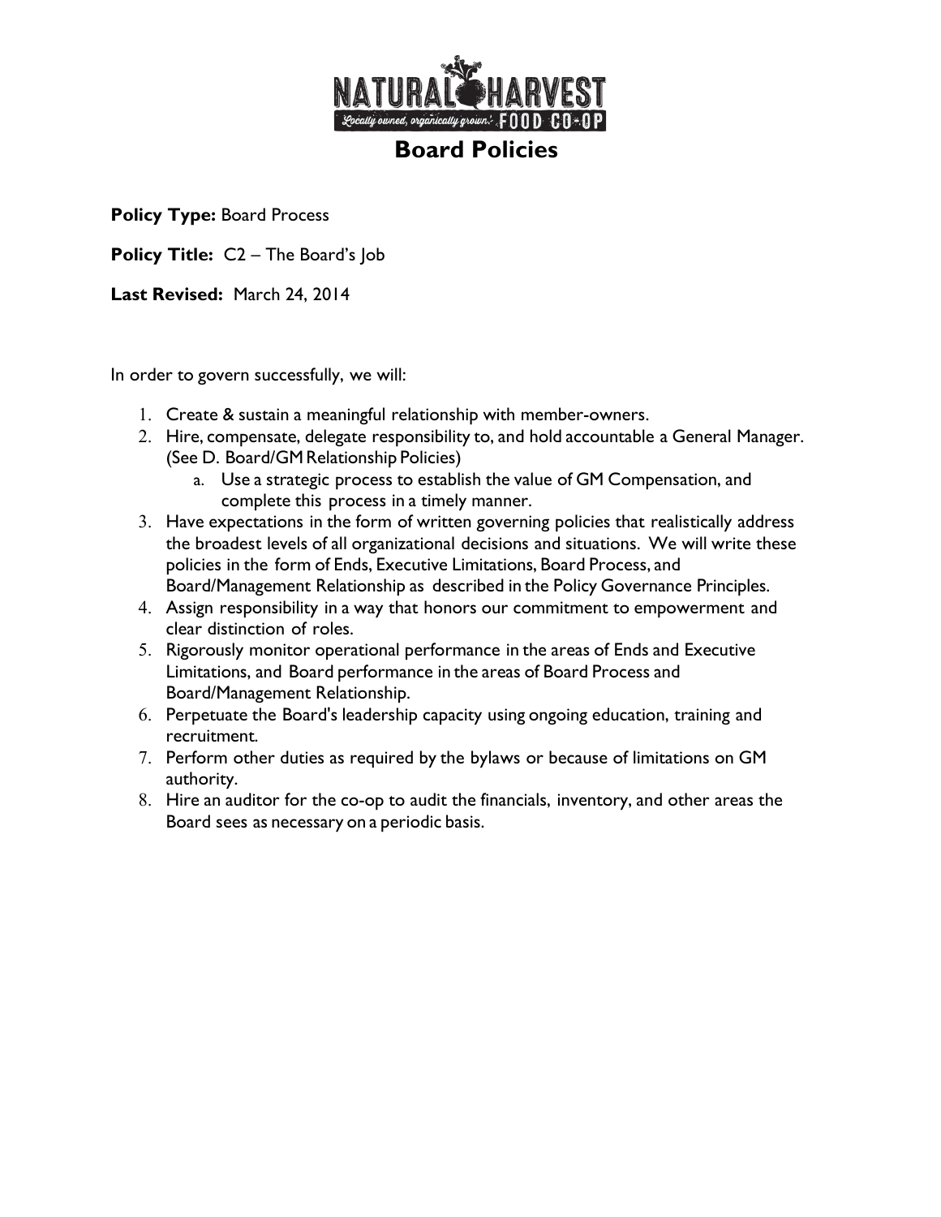# Board Policies

**Policy Type:** Board Process

**Policy Title:** C2 – The Board's Job

**Last Revised:** March 24, 2014

In order to govern successfully, we will:

1. Create & sustain a meaningful relationship with member-owners.
2. Hire, compensate, delegate responsibility to, and hold accountable a General Manager. (See D. Board/GM Relationship Policies)
   a. Use a strategic process to establish the value of GM Compensation, and complete this process in a timely manner.
3. Have expectations in the form of written governing policies that realistically address the broadest levels of all organizational decisions and situations. We will write these policies in the form of Ends, Executive Limitations, Board Process, and Board/Management Relationship as described in the Policy Governance Principles.
4. Assign responsibility in a way that honors our commitment to empowerment and clear distinction of roles.
5. Rigorously monitor operational performance in the areas of Ends and Executive Limitations, and Board performance in the areas of Board Process and Board/Management Relationship.
6. Perpetuate the Board's leadership capacity using ongoing education, training and recruitment.
7. Perform other duties as required by the bylaws or because of limitations on GM authority.
8. Hire an auditor for the co-op to audit the financials, inventory, and other areas the Board sees as necessary on a periodic basis.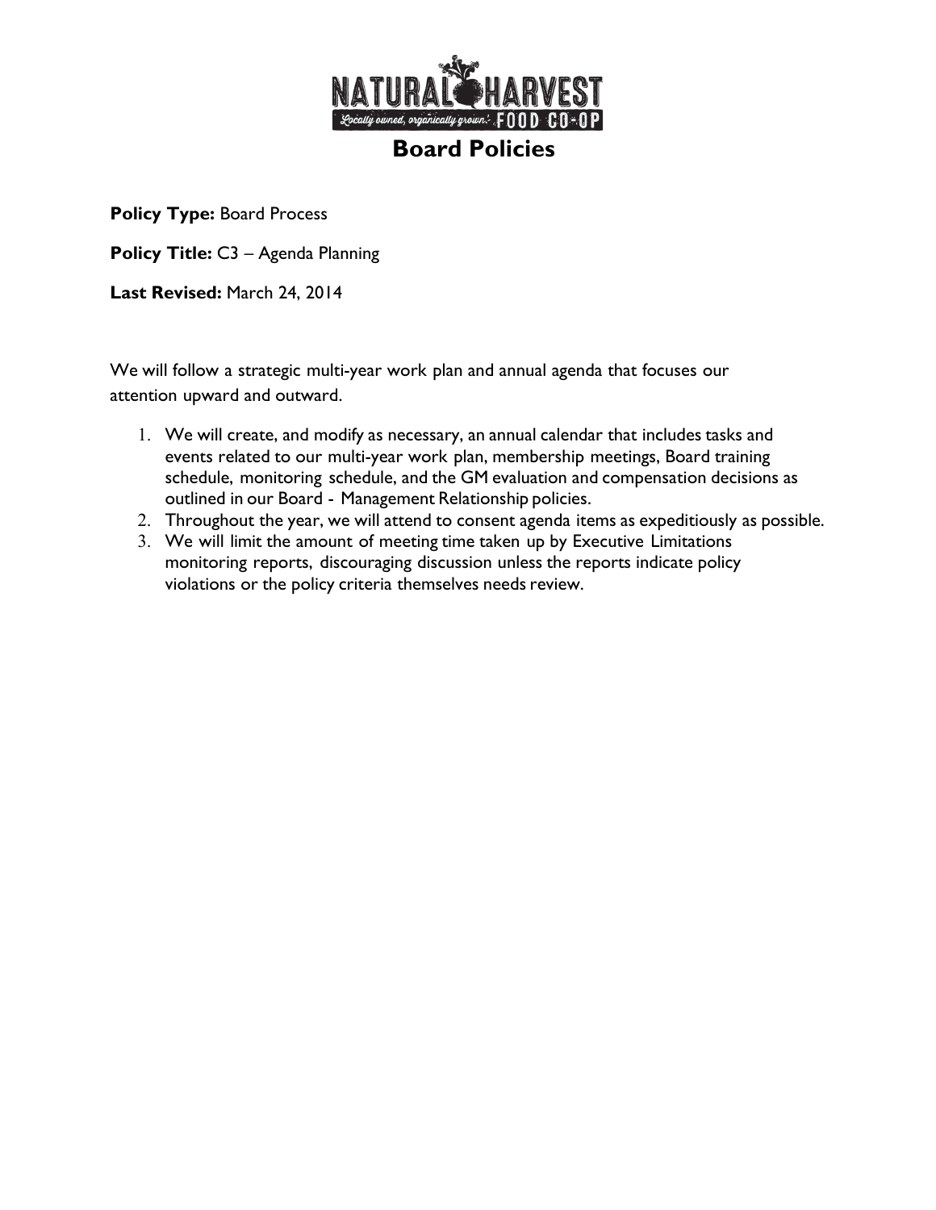# Board Policies

**Policy Type:** Board Process

**Policy Title:** C3 – Agenda Planning

**Last Revised:** March 24, 2014

We will follow a strategic multi-year work plan and annual agenda that focuses our attention upward and outward.

1. We will create, and modify as necessary, an annual calendar that includes tasks and events related to our multi-year work plan, membership meetings, Board training schedule, monitoring schedule, and the GM evaluation and compensation decisions as outlined in our Board - Management Relationship policies.
2. Throughout the year, we will attend to consent agenda items as expeditiously as possible.
3. We will limit the amount of meeting time taken up by Executive Limitations monitoring reports, discouraging discussion unless the reports indicate policy violations or the policy criteria themselves needs review.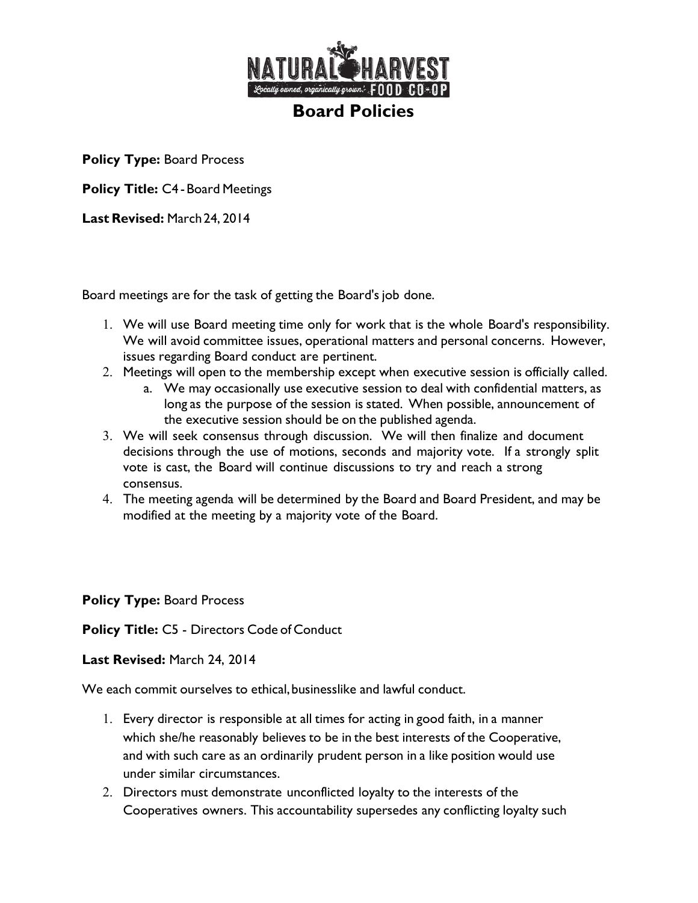# Board Policies

**Policy Type:** Board Process

**Policy Title:** C4 - Board Meetings

**Last Revised:** March 24, 2014

Board meetings are for the task of getting the Board's job done.

1. We will use Board meeting time only for work that is the whole Board's responsibility. We will avoid committee issues, operational matters and personal concerns. However, issues regarding Board conduct are pertinent.
2. Meetings will open to the membership except when executive session is officially called.
   a. We may occasionally use executive session to deal with confidential matters, as long as the purpose of the session is stated. When possible, announcement of the executive session should be on the published agenda.
3. We will seek consensus through discussion. We will then finalize and document decisions through the use of motions, seconds and majority vote. If a strongly split vote is cast, the Board will continue discussions to try and reach a strong consensus.
4. The meeting agenda will be determined by the Board and Board President, and may be modified at the meeting by a majority vote of the Board.

**Policy Type:** Board Process

**Policy Title:** C5 - Directors Code of Conduct

**Last Revised:** March 24, 2014

We each commit ourselves to ethical, businesslike and lawful conduct.

1. Every director is responsible at all times for acting in good faith, in a manner which she/he reasonably believes to be in the best interests of the Cooperative, and with such care as an ordinarily prudent person in a like position would use under similar circumstances.
2. Directors must demonstrate unconflicted loyalty to the interests of the Cooperatives owners. This accountability supersedes any conflicting loyalty such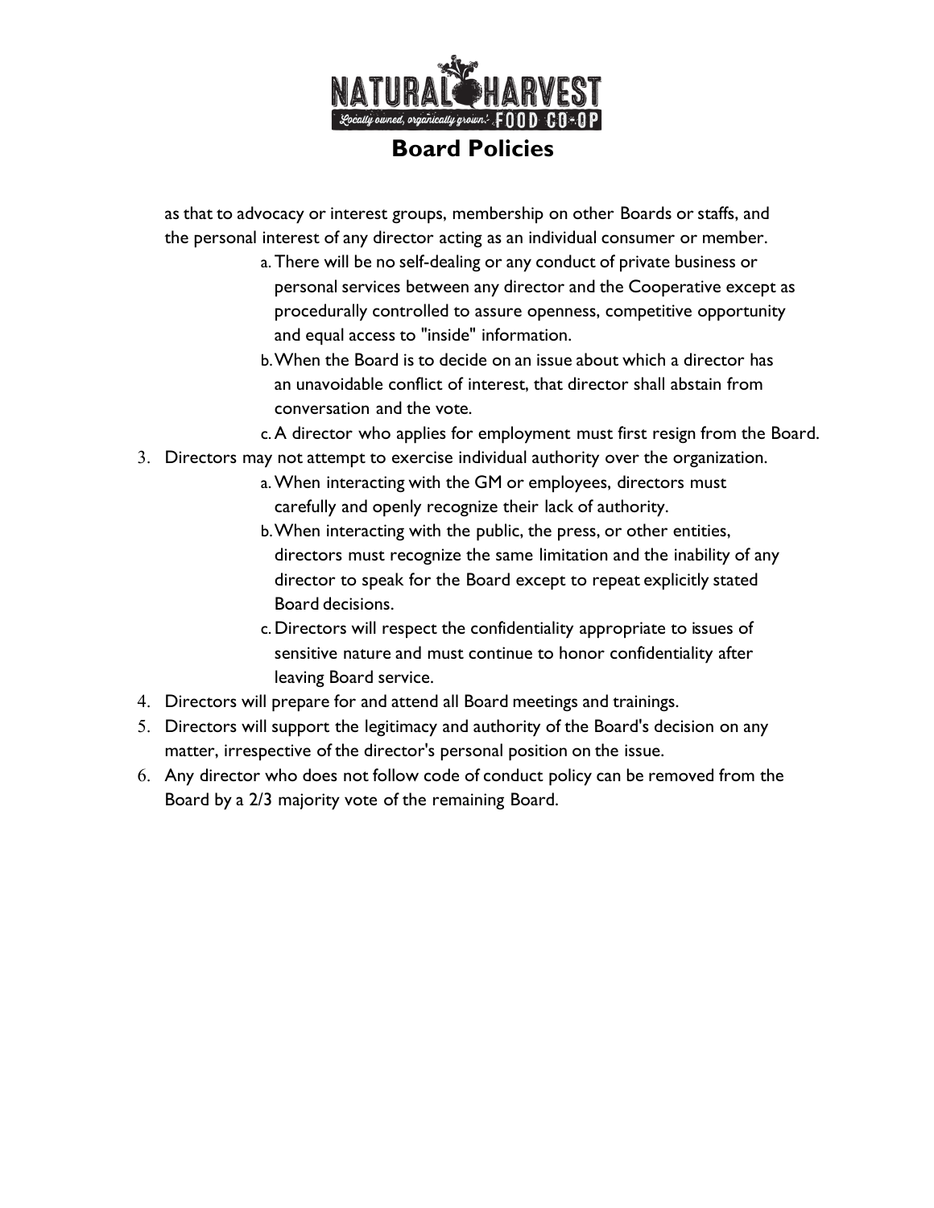as that to advocacy or interest groups, membership on other Boards or staffs, and the personal interest of any director acting as an individual consumer or member.

   a. There will be no self-dealing or any conduct of private business or personal services between any director and the Cooperative except as procedurally controlled to assure openness, competitive opportunity and equal access to "inside" information.
   b. When the Board is to decide on an issue about which a director has an unavoidable conflict of interest, that director shall abstain from conversation and the vote.
   c. A director who applies for employment must first resign from the Board.

3. Directors may not attempt to exercise individual authority over the organization.
   a. When interacting with the GM or employees, directors must carefully and openly recognize their lack of authority.
   b. When interacting with the public, the press, or other entities, directors must recognize the same limitation and the inability of any director to speak for the Board except to repeat explicitly stated Board decisions.
   c. Directors will respect the confidentiality appropriate to issues of sensitive nature and must continue to honor confidentiality after leaving Board service.
4. Directors will prepare for and attend all Board meetings and trainings.
5. Directors will support the legitimacy and authority of the Board's decision on any matter, irrespective of the director's personal position on the issue.
6. Any director who does not follow code of conduct policy can be removed from the Board by a 2/3 majority vote of the remaining Board.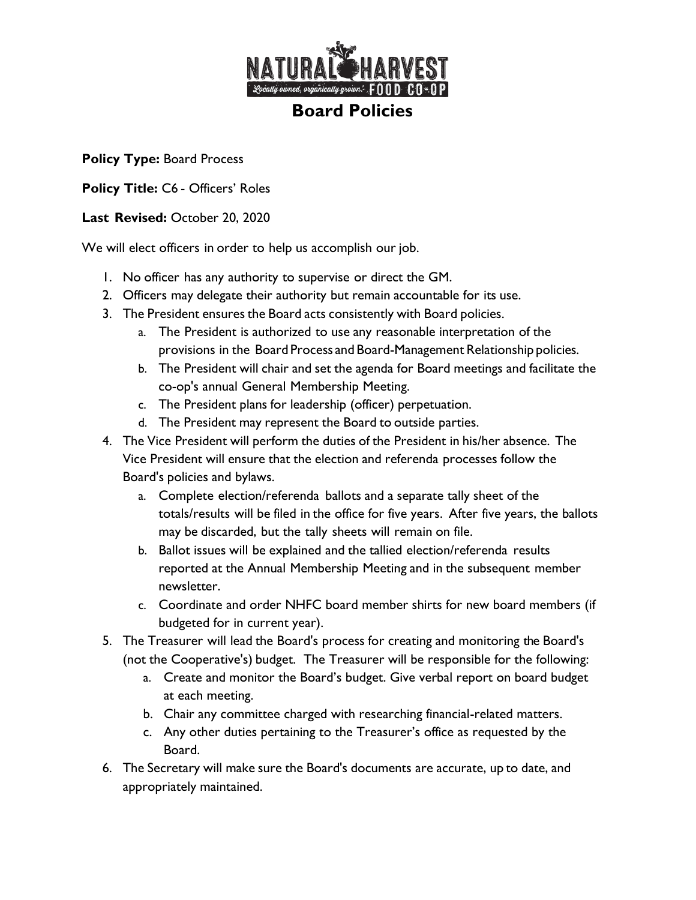# Board Policies

**Policy Type:** Board Process

**Policy Title:** C6 - Officers' Roles

**Last Revised:** October 20, 2020

We will elect officers in order to help us accomplish our job.

1. No officer has any authority to supervise or direct the GM.
2. Officers may delegate their authority but remain accountable for its use.
3. The President ensures the Board acts consistently with Board policies.
   a. The President is authorized to use any reasonable interpretation of the provisions in the Board Process and Board-Management Relationship policies.
   b. The President will chair and set the agenda for Board meetings and facilitate the co-op's annual General Membership Meeting.
   c. The President plans for leadership (officer) perpetuation.
   d. The President may represent the Board to outside parties.
4. The Vice President will perform the duties of the President in his/her absence. The Vice President will ensure that the election and referenda processes follow the Board's policies and bylaws.
   a. Complete election/referenda ballots and a separate tally sheet of the totals/results will be filed in the office for five years. After five years, the ballots may be discarded, but the tally sheets will remain on file.
   b. Ballot issues will be explained and the tallied election/referenda results reported at the Annual Membership Meeting and in the subsequent member newsletter.
   c. Coordinate and order NHFC board member shirts for new board members (if budgeted for in current year).
5. The Treasurer will lead the Board's process for creating and monitoring the Board's (not the Cooperative's) budget. The Treasurer will be responsible for the following:
   a. Create and monitor the Board's budget. Give verbal report on board budget at each meeting.
   b. Chair any committee charged with researching financial-related matters.
   c. Any other duties pertaining to the Treasurer's office as requested by the Board.
6. The Secretary will make sure the Board's documents are accurate, up to date, and appropriately maintained.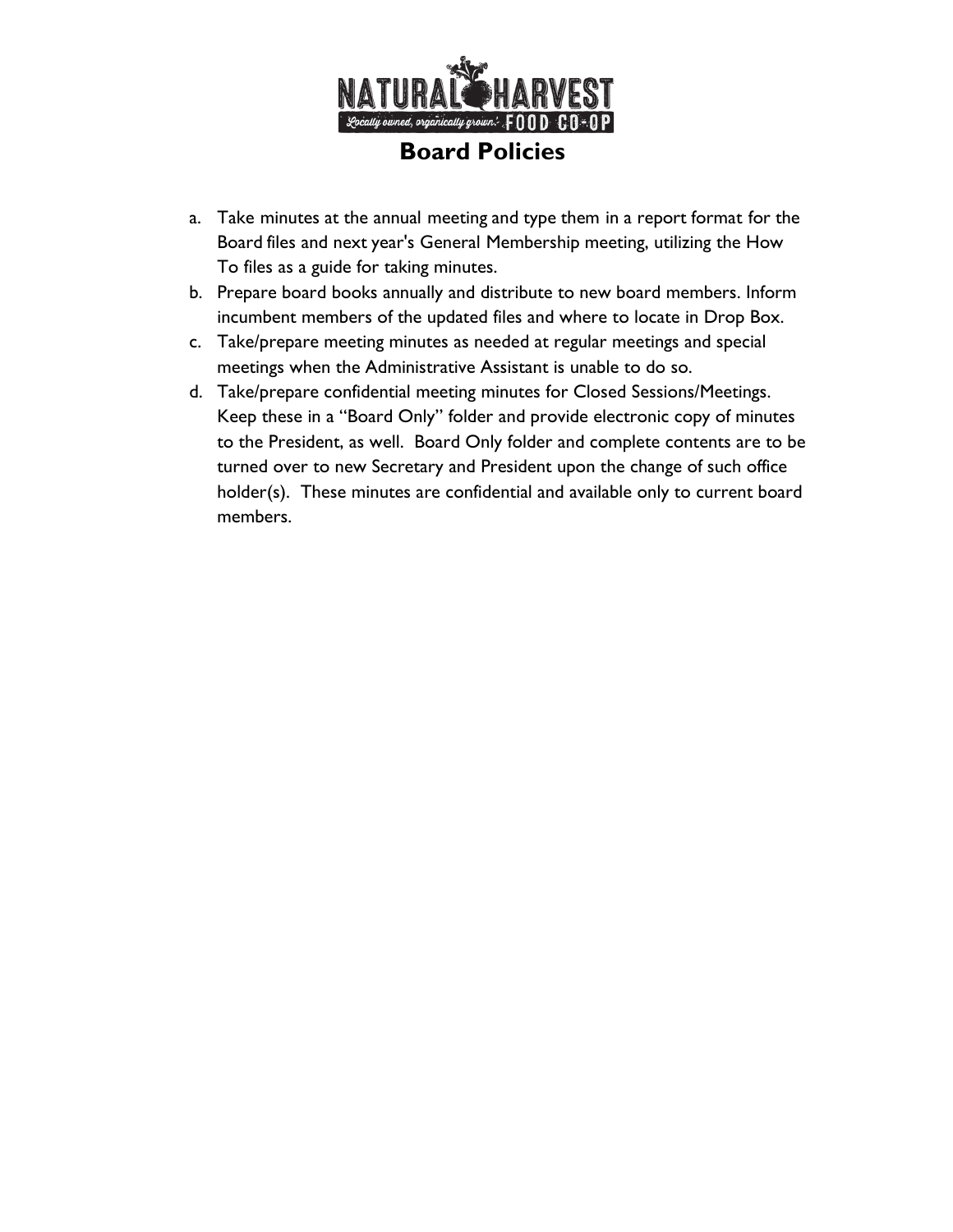# Board Policies

a. Take minutes at the annual meeting and type them in a report format for the Board files and next year's General Membership meeting, utilizing the How To files as a guide for taking minutes.
b. Prepare board books annually and distribute to new board members. Inform incumbent members of the updated files and where to locate in Drop Box.
c. Take/prepare meeting minutes as needed at regular meetings and special meetings when the Administrative Assistant is unable to do so.
d. Take/prepare confidential meeting minutes for Closed Sessions/Meetings. Keep these in a "Board Only" folder and provide electronic copy of minutes to the President, as well. Board Only folder and complete contents are to be turned over to new Secretary and President upon the change of such office holder(s). These minutes are confidential and available only to current board members.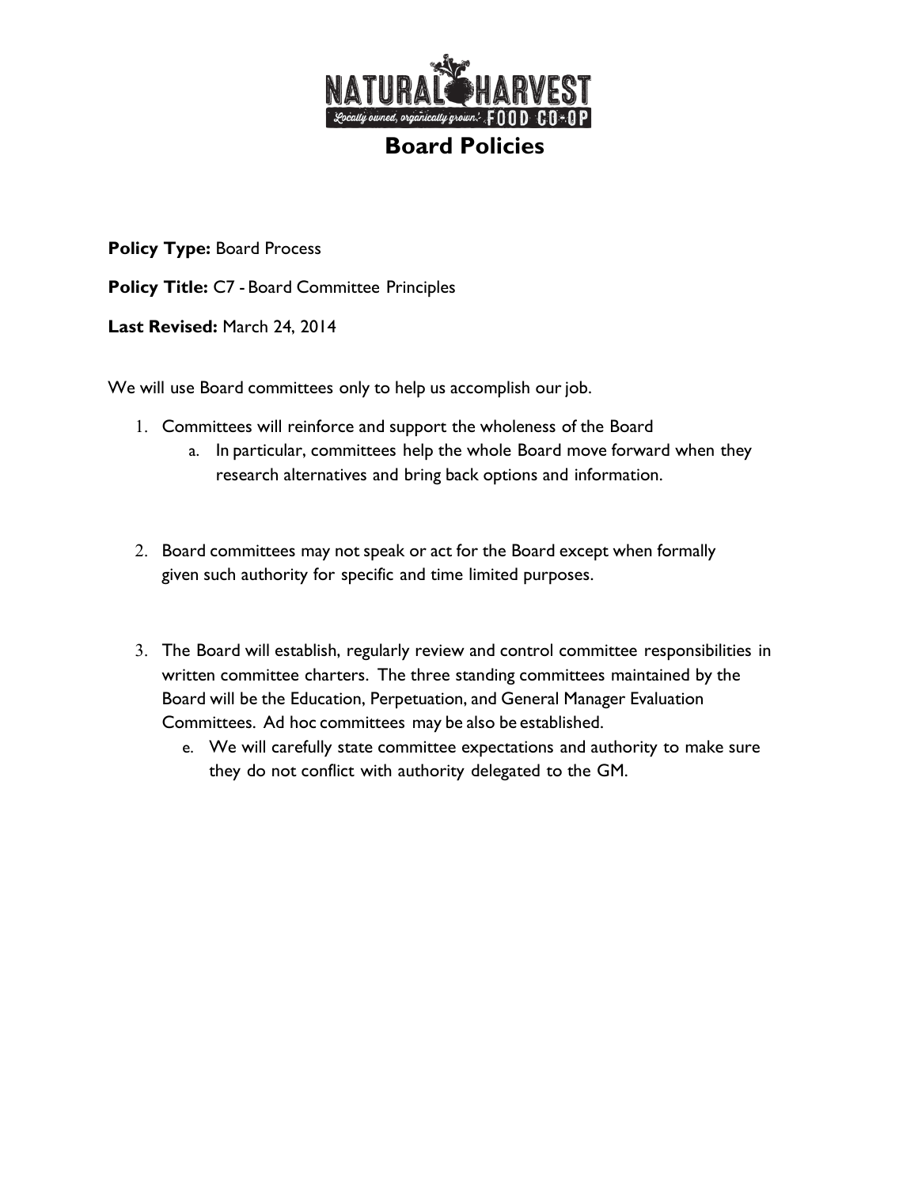# Board Policies

**Policy Type:** Board Process

**Policy Title:** C7 - Board Committee Principles

**Last Revised:** March 24, 2014

We will use Board committees only to help us accomplish our job.

1. Committees will reinforce and support the wholeness of the Board
   a. In particular, committees help the whole Board move forward when they research alternatives and bring back options and information.

2. Board committees may not speak or act for the Board except when formally given such authority for specific and time limited purposes.

3. The Board will establish, regularly review and control committee responsibilities in written committee charters. The three standing committees maintained by the Board will be the Education, Perpetuation, and General Manager Evaluation Committees. Ad hoc committees may be also be established.
   e. We will carefully state committee expectations and authority to make sure they do not conflict with authority delegated to the GM.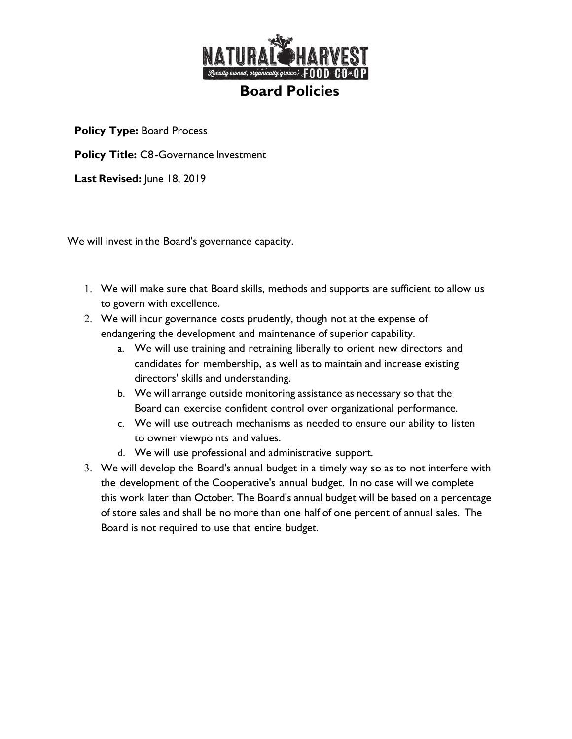# Board Policies

**Policy Type:** Board Process

**Policy Title:** C8-Governance Investment

**Last Revised:** June 18, 2019

We will invest in the Board's governance capacity.

1. We will make sure that Board skills, methods and supports are sufficient to allow us to govern with excellence.
2. We will incur governance costs prudently, though not at the expense of endangering the development and maintenance of superior capability.
    a. We will use training and retraining liberally to orient new directors and candidates for membership, as well as to maintain and increase existing directors' skills and understanding.
    b. We will arrange outside monitoring assistance as necessary so that the Board can exercise confident control over organizational performance.
    c. We will use outreach mechanisms as needed to ensure our ability to listen to owner viewpoints and values.
    d. We will use professional and administrative support.
3. We will develop the Board's annual budget in a timely way so as to not interfere with the development of the Cooperative's annual budget. In no case will we complete this work later than October. The Board's annual budget will be based on a percentage of store sales and shall be no more than one half of one percent of annual sales. The Board is not required to use that entire budget.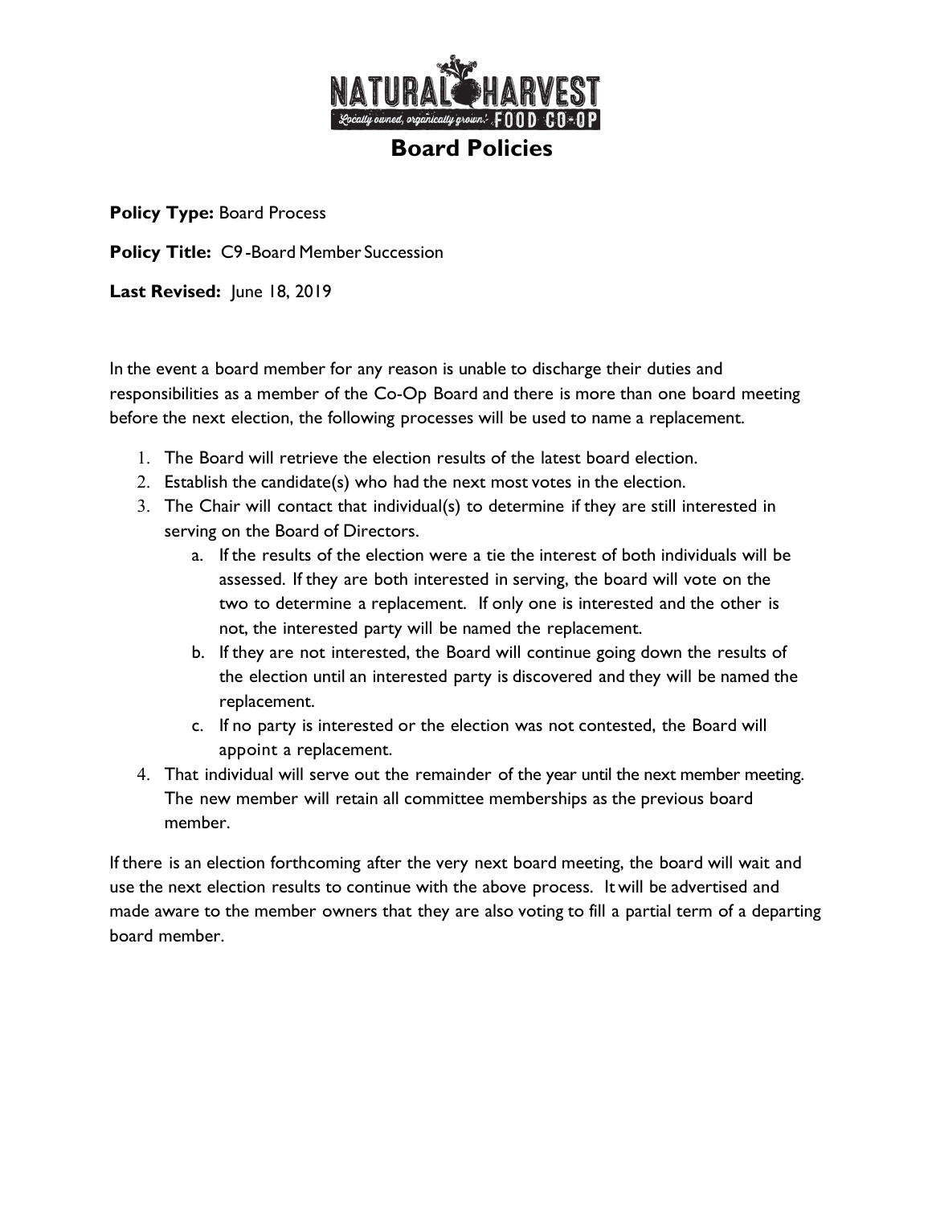# Board Policies

**Policy Type:** Board Process

**Policy Title:** C9 -Board Member Succession

**Last Revised:** June 18, 2019

In the event a board member for any reason is unable to discharge their duties and responsibilities as a member of the Co-Op Board and there is more than one board meeting before the next election, the following processes will be used to name a replacement.

1. The Board will retrieve the election results of the latest board election.
2. Establish the candidate(s) who had the next most votes in the election.
3. The Chair will contact that individual(s) to determine if they are still interested in serving on the Board of Directors.
   a. If the results of the election were a tie the interest of both individuals will be assessed. If they are both interested in serving, the board will vote on the two to determine a replacement. If only one is interested and the other is not, the interested party will be named the replacement.
   b. If they are not interested, the Board will continue going down the results of the election until an interested party is discovered and they will be named the replacement.
   c. If no party is interested or the election was not contested, the Board will appoint a replacement.
4. That individual will serve out the remainder of the year until the next member meeting. The new member will retain all committee memberships as the previous board member.

If there is an election forthcoming after the very next board meeting, the board will wait and use the next election results to continue with the above process. It will be advertised and made aware to the member owners that they are also voting to fill a partial term of a departing board member.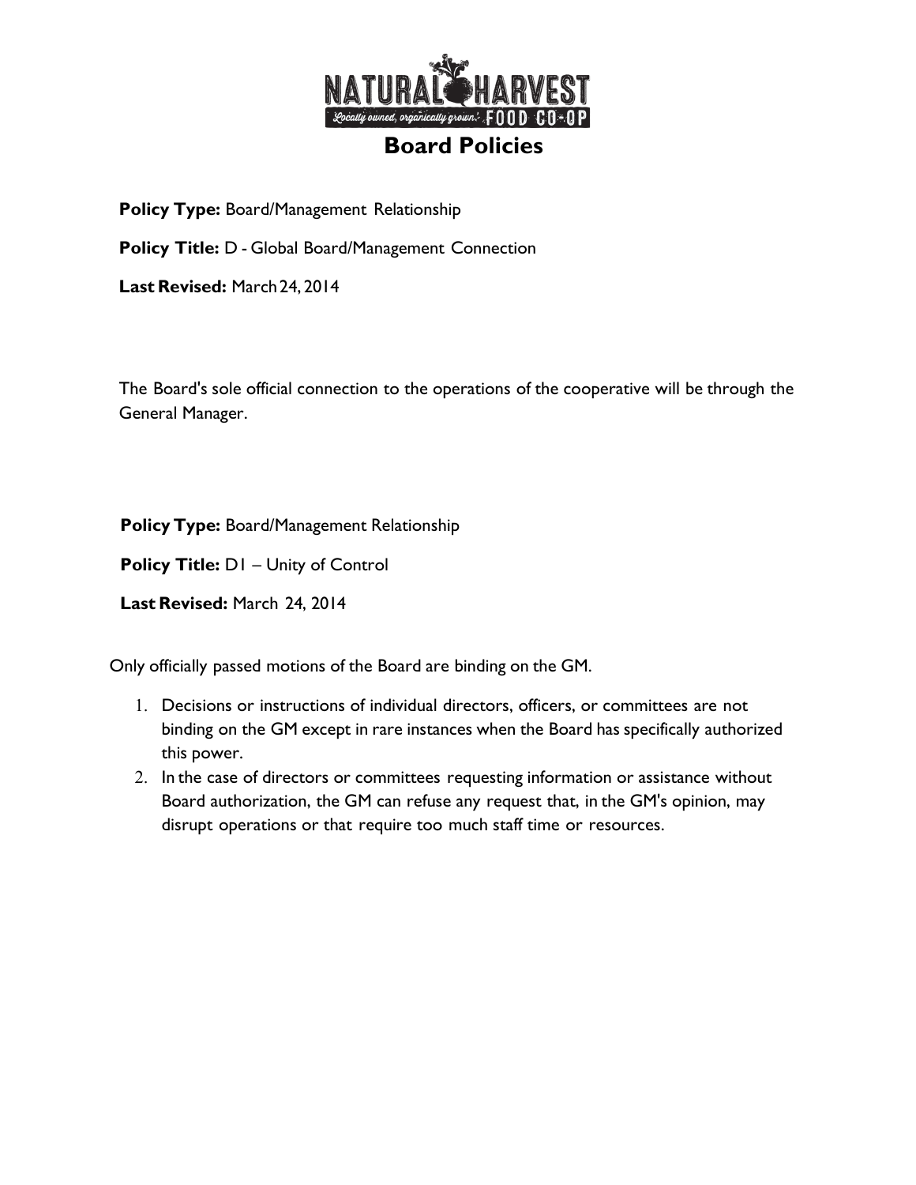# Board Policies

**Policy Type:** Board/Management Relationship

**Policy Title:** D - Global Board/Management Connection

**Last Revised:** March 24, 2014

The Board's sole official connection to the operations of the cooperative will be through the General Manager.

**Policy Type:** Board/Management Relationship

**Policy Title:** D1 – Unity of Control

**Last Revised:** March 24, 2014

Only officially passed motions of the Board are binding on the GM.

1. Decisions or instructions of individual directors, officers, or committees are not binding on the GM except in rare instances when the Board has specifically authorized this power.
2. In the case of directors or committees requesting information or assistance without Board authorization, the GM can refuse any request that, in the GM's opinion, may disrupt operations or that require too much staff time or resources.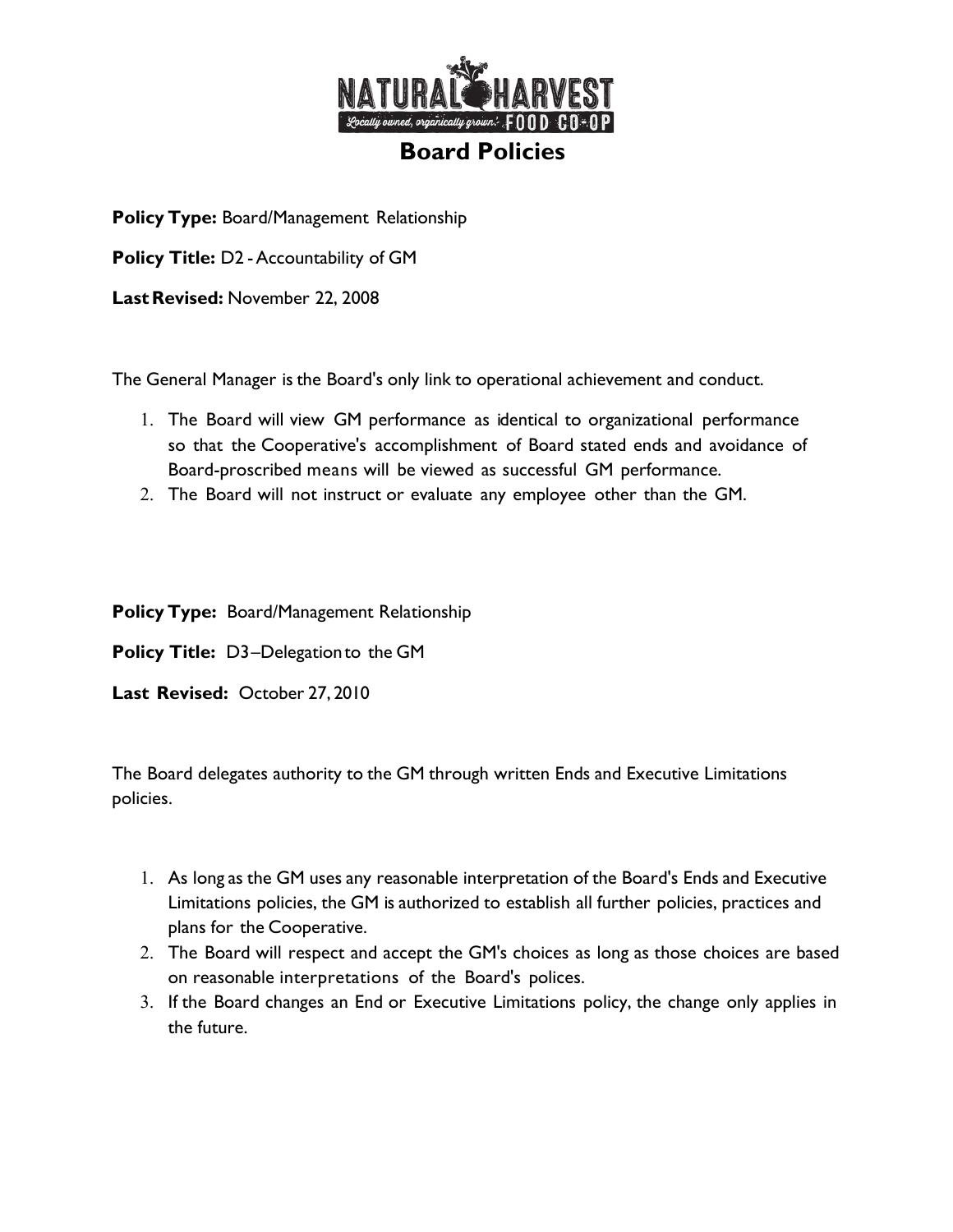# Board Policies

**Policy Type:** Board/Management Relationship

**Policy Title:** D2 - Accountability of GM

**Last Revised:** November 22, 2008

The General Manager is the Board's only link to operational achievement and conduct.

1. The Board will view GM performance as identical to organizational performance so that the Cooperative's accomplishment of Board stated ends and avoidance of Board-proscribed means will be viewed as successful GM performance.
2. The Board will not instruct or evaluate any employee other than the GM.

**Policy Type:** Board/Management Relationship

**Policy Title:** D3–Delegation to the GM

**Last Revised:** October 27, 2010

The Board delegates authority to the GM through written Ends and Executive Limitations policies.

1. As long as the GM uses any reasonable interpretation of the Board's Ends and Executive Limitations policies, the GM is authorized to establish all further policies, practices and plans for the Cooperative.
2. The Board will respect and accept the GM's choices as long as those choices are based on reasonable interpretations of the Board's polices.
3. If the Board changes an End or Executive Limitations policy, the change only applies in the future.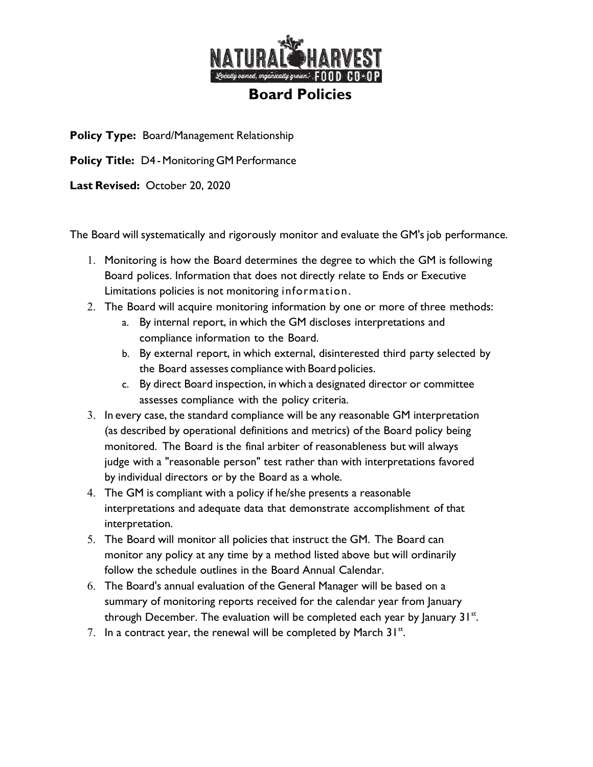# Board Policies

**Policy Type:** Board/Management Relationship

**Policy Title:** D4 - Monitoring GM Performance

**Last Revised:** October 20, 2020

The Board will systematically and rigorously monitor and evaluate the GM's job performance.

1. Monitoring is how the Board determines the degree to which the GM is following Board polices. Information that does not directly relate to Ends or Executive Limitations policies is not monitoring information.
2. The Board will acquire monitoring information by one or more of three methods:
   a. By internal report, in which the GM discloses interpretations and compliance information to the Board.
   b. By external report, in which external, disinterested third party selected by the Board assesses compliance with Board policies.
   c. By direct Board inspection, in which a designated director or committee assesses compliance with the policy criteria.
3. In every case, the standard compliance will be any reasonable GM interpretation (as described by operational definitions and metrics) of the Board policy being monitored. The Board is the final arbiter of reasonableness but will always judge with a "reasonable person" test rather than with interpretations favored by individual directors or by the Board as a whole.
4. The GM is compliant with a policy if he/she presents a reasonable interpretations and adequate data that demonstrate accomplishment of that interpretation.
5. The Board will monitor all policies that instruct the GM. The Board can monitor any policy at any time by a method listed above but will ordinarily follow the schedule outlines in the Board Annual Calendar.
6. The Board's annual evaluation of the General Manager will be based on a summary of monitoring reports received for the calendar year from January through December. The evaluation will be completed each year by January 31st.
7. In a contract year, the renewal will be completed by March 31st.